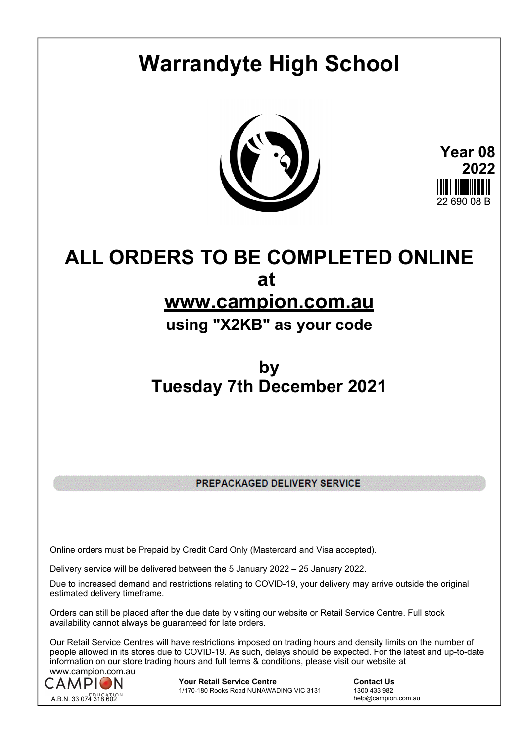# Warrandyte High School

**Year 08**
**2022**
22 690 08 B

# ALL ORDERS TO BE COMPLETED ONLINE
# at
# [www.campion.com.au](http://www.campion.com.au)
## using "X2KB" as your code

# by
# Tuesday 7th December 2021

**PREPACKAGED DELIVERY SERVICE**

Online orders must be Prepaid by Credit Card Only (Mastercard and Visa accepted).

Delivery service will be delivered between the 5 January 2022 – 25 January 2022.

Due to increased demand and restrictions relating to COVID-19, your delivery may arrive outside the original estimated delivery timeframe.

Orders can still be placed after the due date by visiting our website or Retail Service Centre. Full stock availability cannot always be guaranteed for late orders.

Our Retail Service Centres will have restrictions imposed on trading hours and density limits on the number of people allowed in its stores due to COVID-19. As such, delays should be expected. For the latest and up-to-date information on our store trading hours and full terms & conditions, please visit our website at www.campion.com.au

CAMPION EDUCATION
A.B.N. 33 074 318 602

**Your Retail Service Centre**
1/170-180 Rooks Road NUNAWADING VIC 3131

**Contact Us**
1300 433 982
help@campion.com.au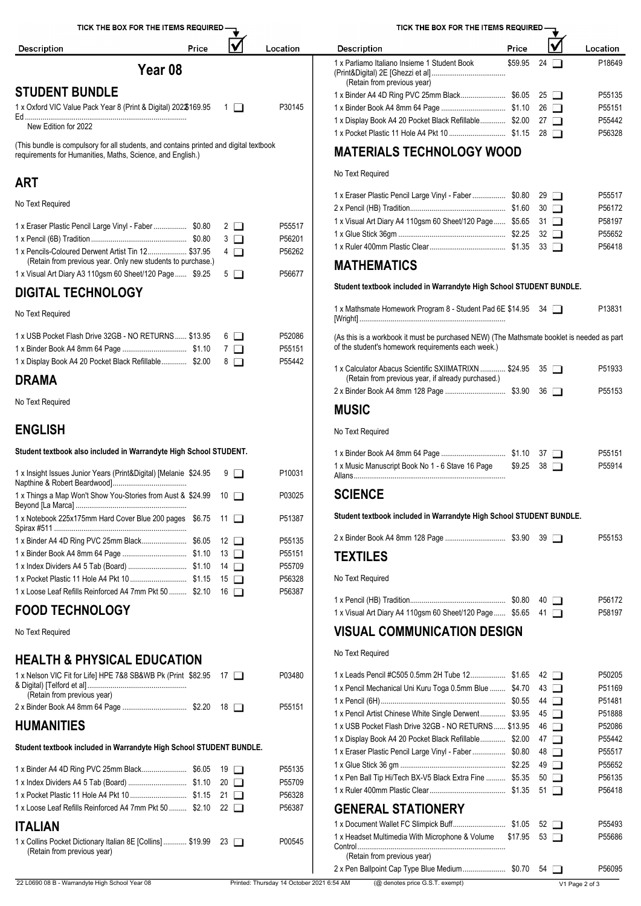TICK THE BOX FOR THE ITEMS REQUIRED

# Year 08

## STUDENT BUNDLE

| Description | Price | ☑ | Location |
|---|---|---|---|
| 1 x Oxford VIC Value Pack Year 8 (Print & Digital) 2022 Ed (New Edition for 2022) | $169.95 | 1 ❑ | P30145 |

(This bundle is compulsory for all students, and contains printed and digital textbook requirements for Humanities, Maths, Science, and English.)

## ART

No Text Required

| Description | Price | ☑ | Location |
|---|---|---|---|
| 1 x Eraser Plastic Pencil Large Vinyl - Faber | $0.80 | 2 ❑ | P55517 |
| 1 x Pencil (6B) Tradition | $0.80 | 3 ❑ | P56201 |
| 1 x Pencils-Coloured Derwent Artist Tin 12 (Retain from previous year. Only new students to purchase.) | $37.95 | 4 ❑ | P56262 |
| 1 x Visual Art Diary A3 110gsm 60 Sheet/120 Page | $9.25 | 5 ❑ | P56677 |

## DIGITAL TECHNOLOGY

No Text Required

| Description | Price | ☑ | Location |
|---|---|---|---|
| 1 x USB Pocket Flash Drive 32GB - NO RETURNS | $13.95 | 6 ❑ | P52086 |
| 1 x Binder Book A4 8mm 64 Page | $1.10 | 7 ❑ | P55151 |
| 1 x Display Book A4 20 Pocket Black Refillable | $2.00 | 8 ❑ | P55442 |

## DRAMA

No Text Required

## ENGLISH

**Student textbook also included in Warrandyte High School STUDENT.**

| Description | Price | ☑ | Location |
|---|---|---|---|
| 1 x Insight Issues Junior Years (Print&Digital) [Melanie Napthine & Robert Beardwood] | $24.95 | 9 ❑ | P10031 |
| 1 x Things a Map Won't Show You-Stories from Aust & Beyond [La Marca] | $24.99 | 10 ❑ | P03025 |
| 1 x Notebook 225x175mm Hard Cover Blue 200 pages Spirax #511 | $6.75 | 11 ❑ | P51387 |
| 1 x Binder A4 4D Ring PVC 25mm Black | $6.05 | 12 ❑ | P55135 |
| 1 x Binder Book A4 8mm 64 Page | $1.10 | 13 ❑ | P55151 |
| 1 x Index Dividers A4 5 Tab (Board) | $1.10 | 14 ❑ | P55709 |
| 1 x Pocket Plastic 11 Hole A4 Pkt 10 | $1.15 | 15 ❑ | P56328 |
| 1 x Loose Leaf Refills Reinforced A4 7mm Pkt 50 | $2.10 | 16 ❑ | P56387 |

## FOOD TECHNOLOGY

No Text Required

## HEALTH & PHYSICAL EDUCATION

| Description | Price | ☑ | Location |
|---|---|---|---|
| 1 x Nelson VIC Fit for Life] HPE 7&8 SB&WB Pk (Print & Digital) [Telford et al] (Retain from previous year) | $82.95 | 17 ❑ | P03480 |
| 2 x Binder Book A4 8mm 64 Page | $2.20 | 18 ❑ | P55151 |

## HUMANITIES

**Student textbook included in Warrandyte High School STUDENT BUNDLE.**

| Description | Price | ☑ | Location |
|---|---|---|---|
| 1 x Binder A4 4D Ring PVC 25mm Black | $6.05 | 19 ❑ | P55135 |
| 1 x Index Dividers A4 5 Tab (Board) | $1.10 | 20 ❑ | P55709 |
| 1 x Pocket Plastic 11 Hole A4 Pkt 10 | $1.15 | 21 ❑ | P56328 |
| 1 x Loose Leaf Refills Reinforced A4 7mm Pkt 50 | $2.10 | 22 ❑ | P56387 |

## ITALIAN

| Description | Price | ☑ | Location |
|---|---|---|---|
| 1 x Collins Pocket Dictionary Italian 8E [Collins] (Retain from previous year) | $19.99 | 23 ❑ | P00545 |
| 1 x Parliamo Italiano Insieme 1 Student Book (Print&Digital) 2E [Ghezzi et al] (Retain from previous year) | $59.95 | 24 ❑ | P18649 |
| 1 x Binder A4 4D Ring PVC 25mm Black | $6.05 | 25 ❑ | P55135 |
| 1 x Binder Book A4 8mm 64 Page | $1.10 | 26 ❑ | P55151 |
| 1 x Display Book A4 20 Pocket Black Refillable | $2.00 | 27 ❑ | P55442 |
| 1 x Pocket Plastic 11 Hole A4 Pkt 10 | $1.15 | 28 ❑ | P56328 |

## MATERIALS TECHNOLOGY WOOD

No Text Required

| Description | Price | ☑ | Location |
|---|---|---|---|
| 1 x Eraser Plastic Pencil Large Vinyl - Faber | $0.80 | 29 ❑ | P55517 |
| 2 x Pencil (HB) Tradition | $1.60 | 30 ❑ | P56172 |
| 1 x Visual Art Diary A4 110gsm 60 Sheet/120 Page | $5.65 | 31 ❑ | P58197 |
| 1 x Glue Stick 36gm | $2.25 | 32 ❑ | P55652 |
| 1 x Ruler 400mm Plastic Clear | $1.35 | 33 ❑ | P56418 |

## MATHEMATICS

**Student textbook included in Warrandyte High School STUDENT BUNDLE.**

| Description | Price | ☑ | Location |
|---|---|---|---|
| 1 x Mathsmate Homework Program 8 - Student Pad 6E [Wright] | $14.95 | 34 ❑ | P13831 |

(As this is a workbook it must be purchased NEW) (The Mathsmate booklet is needed as part of the student's homework requirements each week.)

| Description | Price | ☑ | Location |
|---|---|---|---|
| 1 x Calculator Abacus Scientific SXIIMATRIXN (Retain from previous year, if already purchased.) | $24.95 | 35 ❑ | P51933 |
| 2 x Binder Book A4 8mm 128 Page | $3.90 | 36 ❑ | P55153 |

## MUSIC

No Text Required

| Description | Price | ☑ | Location |
|---|---|---|---|
| 1 x Binder Book A4 8mm 64 Page | $1.10 | 37 ❑ | P55151 |
| 1 x Music Manuscript Book No 1 - 6 Stave 16 Page Allans | $9.25 | 38 ❑ | P55914 |

## SCIENCE

**Student textbook included in Warrandyte High School STUDENT BUNDLE.**

| Description | Price | ☑ | Location |
|---|---|---|---|
| 2 x Binder Book A4 8mm 128 Page | $3.90 | 39 ❑ | P55153 |

## TEXTILES

No Text Required

| Description | Price | ☑ | Location |
|---|---|---|---|
| 1 x Pencil (HB) Tradition | $0.80 | 40 ❑ | P56172 |
| 1 x Visual Art Diary A4 110gsm 60 Sheet/120 Page | $5.65 | 41 ❑ | P58197 |

## VISUAL COMMUNICATION DESIGN

No Text Required

| Description | Price | ☑ | Location |
|---|---|---|---|
| 1 x Leads Pencil #C505 0.5mm 2H Tube 12 | $1.65 | 42 ❑ | P50205 |
| 1 x Pencil Mechanical Uni Kuru Toga 0.5mm Blue | $4.70 | 43 ❑ | P51169 |
| 1 x Pencil (6H) | $0.55 | 44 ❑ | P51481 |
| 1 x Pencil Artist Chinese White Single Derwent | $3.95 | 45 ❑ | P51888 |
| 1 x USB Pocket Flash Drive 32GB - NO RETURNS | $13.95 | 46 ❑ | P52086 |
| 1 x Display Book A4 20 Pocket Black Refillable | $2.00 | 47 ❑ | P55442 |
| 1 x Eraser Plastic Pencil Large Vinyl - Faber | $0.80 | 48 ❑ | P55517 |
| 1 x Glue Stick 36 gm | $2.25 | 49 ❑ | P55652 |
| 1 x Pen Ball Tip Hi/Tech BX-V5 Black Extra Fine | $5.35 | 50 ❑ | P56135 |
| 1 x Ruler 400mm Plastic Clear | $1.35 | 51 ❑ | P56418 |

## GENERAL STATIONERY

| Description | Price | ☑ | Location |
|---|---|---|---|
| 1 x Document Wallet FC Slimpick Buff | $1.05 | 52 ❑ | P55493 |
| 1 x Headset Multimedia With Microphone & Volume Control (Retain from previous year) | $17.95 | 53 ❑ | P55686 |
| 2 x Pen Ballpoint Cap Type Blue Medium | $0.70 | 54 ❑ | P56095 |

22 L0690 08 B - Warrandyte High School Year 08 | Printed: Thursday 14 October 2021 6:54 AM | (@ denotes price G.S.T. exempt)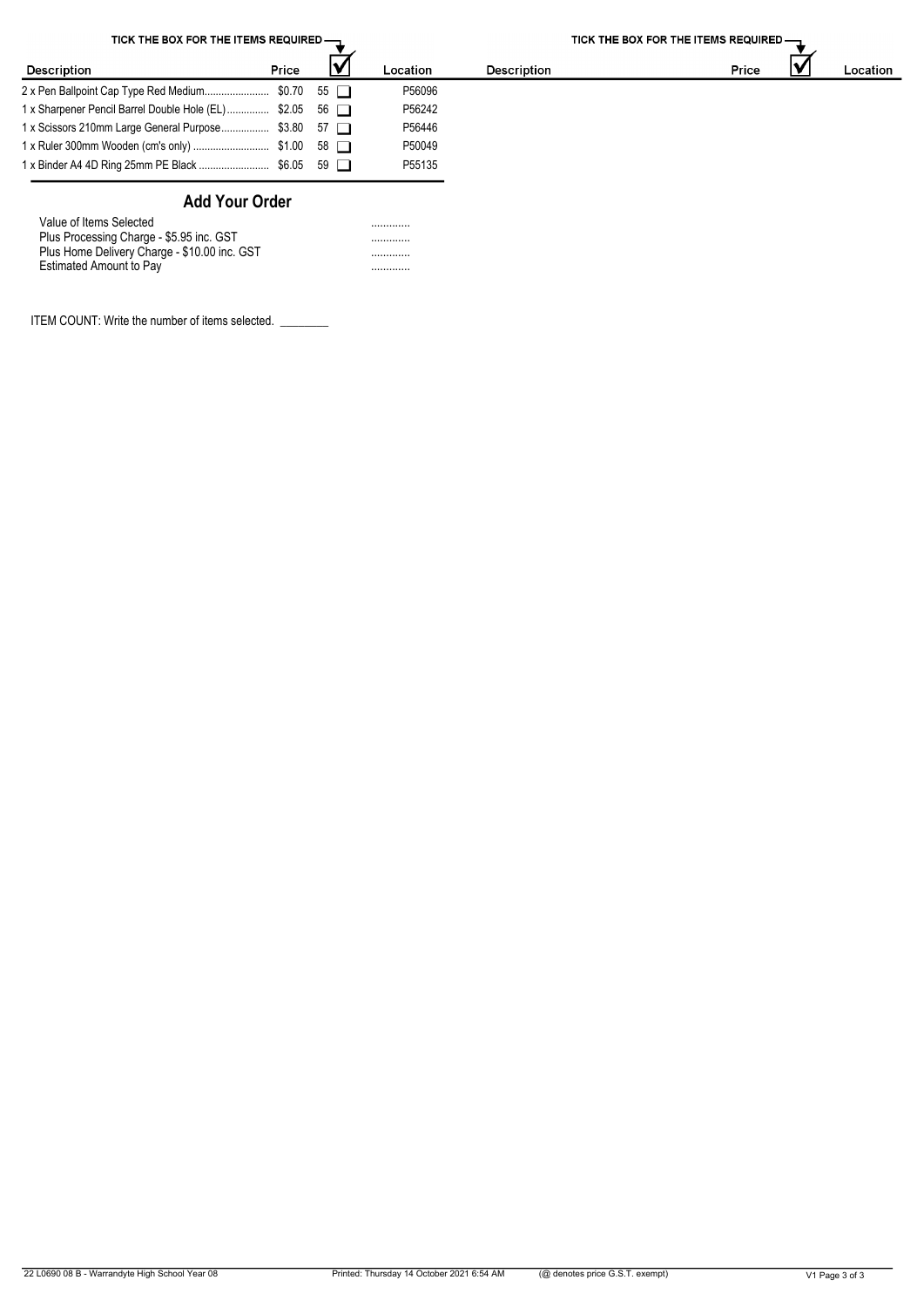TICK THE BOX FOR THE ITEMS REQUIRED

| Description | Price | ☑ | Location |
|---|---|---|---|
| 2 x Pen Ballpoint Cap Type Red Medium | $0.70 | 55 ☐ | P56096 |
| 1 x Sharpener Pencil Barrel Double Hole (EL) | $2.05 | 56 ☐ | P56242 |
| 1 x Scissors 210mm Large General Purpose | $3.80 | 57 ☐ | P56446 |
| 1 x Ruler 300mm Wooden (cm's only) | $1.00 | 58 ☐ | P50049 |
| 1 x Binder A4 4D Ring 25mm PE Black | $6.05 | 59 ☐ | P55135 |

TICK THE BOX FOR THE ITEMS REQUIRED

| Description | Price | ☑ | Location |
|---|---|---|---|

## Add Your Order

| | |
|---|---|
| Value of Items Selected | ............ |
| Plus Processing Charge - $5.95 inc. GST | ............ |
| Plus Home Delivery Charge - $10.00 inc. GST | ............ |
| Estimated Amount to Pay | ............ |

ITEM COUNT: Write the number of items selected. ________

22 L0690 08 B - Warrandyte High School Year 08 Printed: Thursday 14 October 2021 6:54 AM (@ denotes price G.S.T. exempt)